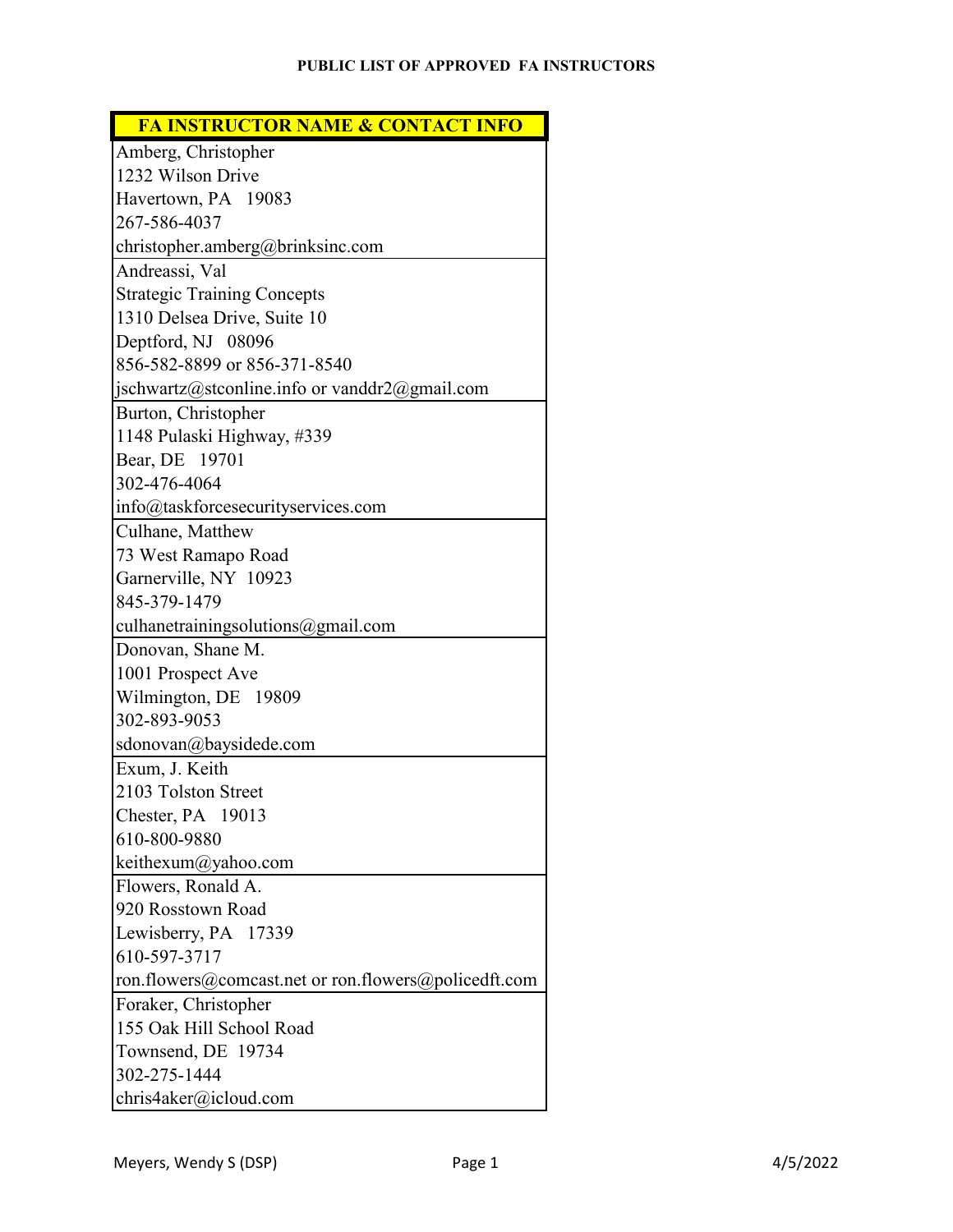**PUBLIC LIST OF APPROVED FA INSTRUCTORS**

| FA INSTRUCTOR NAME & CONTACT INFO |
| --- |
| Amberg, Christopher<br>1232 Wilson Drive<br>Havertown, PA 19083<br>267-586-4037<br>christopher.amberg@brinksinc.com |
| Andreassi, Val<br>Strategic Training Concepts<br>1310 Delsea Drive, Suite 10<br>Deptford, NJ 08096<br>856-582-8899 or 856-371-8540<br>jschwartz@stconline.info or vanddr2@gmail.com |
| Burton, Christopher<br>1148 Pulaski Highway, #339<br>Bear, DE 19701<br>302-476-4064<br>info@taskforcesecurityservices.com |
| Culhane, Matthew<br>73 West Ramapo Road<br>Garnerville, NY 10923<br>845-379-1479<br>culhanetrainingsolutions@gmail.com |
| Donovan, Shane M.<br>1001 Prospect Ave<br>Wilmington, DE 19809<br>302-893-9053<br>sdonovan@baysidede.com |
| Exum, J. Keith<br>2103 Tolston Street<br>Chester, PA 19013<br>610-800-9880<br>keithexum@yahoo.com |
| Flowers, Ronald A.<br>920 Rosstown Road<br>Lewisberry, PA 17339<br>610-597-3717<br>ron.flowers@comcast.net or ron.flowers@policedft.com |
| Foraker, Christopher<br>155 Oak Hill School Road<br>Townsend, DE 19734<br>302-275-1444<br>chris4aker@icloud.com |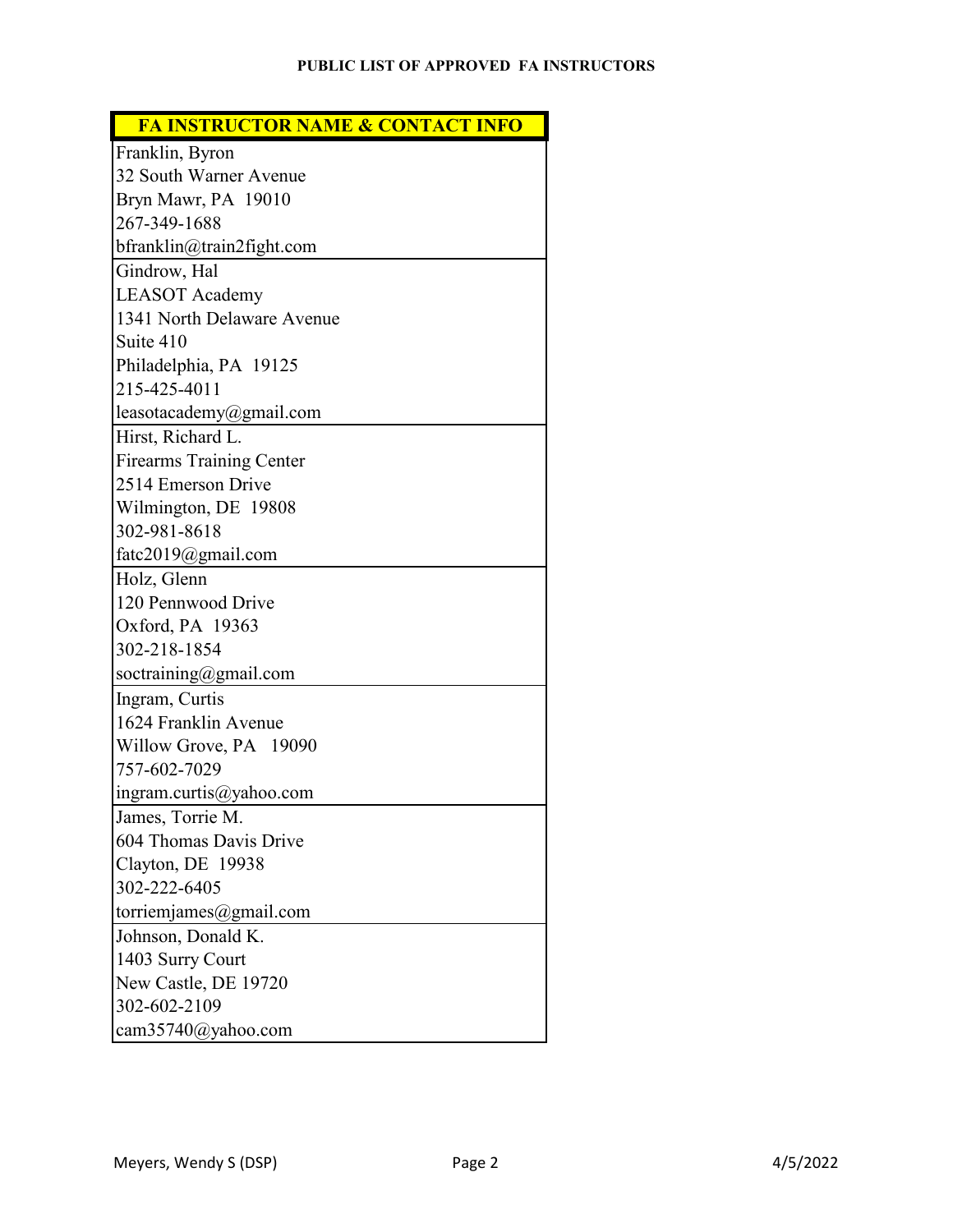**PUBLIC LIST OF APPROVED FA INSTRUCTORS**

| FA INSTRUCTOR NAME & CONTACT INFO |
|---|
| Franklin, Byron<br>32 South Warner Avenue<br>Bryn Mawr, PA 19010<br>267-349-1688<br>bfranklin@train2fight.com |
| Gindrow, Hal<br>LEASOT Academy<br>1341 North Delaware Avenue<br>Suite 410<br>Philadelphia, PA 19125<br>215-425-4011<br>leasotacademy@gmail.com |
| Hirst, Richard L.<br>Firearms Training Center<br>2514 Emerson Drive<br>Wilmington, DE 19808<br>302-981-8618<br>fatc2019@gmail.com |
| Holz, Glenn<br>120 Pennwood Drive<br>Oxford, PA 19363<br>302-218-1854<br>soctraining@gmail.com |
| Ingram, Curtis<br>1624 Franklin Avenue<br>Willow Grove, PA 19090<br>757-602-7029<br>ingram.curtis@yahoo.com |
| James, Torrie M.<br>604 Thomas Davis Drive<br>Clayton, DE 19938<br>302-222-6405<br>torriemjames@gmail.com |
| Johnson, Donald K.<br>1403 Surry Court<br>New Castle, DE 19720<br>302-602-2109<br>cam35740@yahoo.com |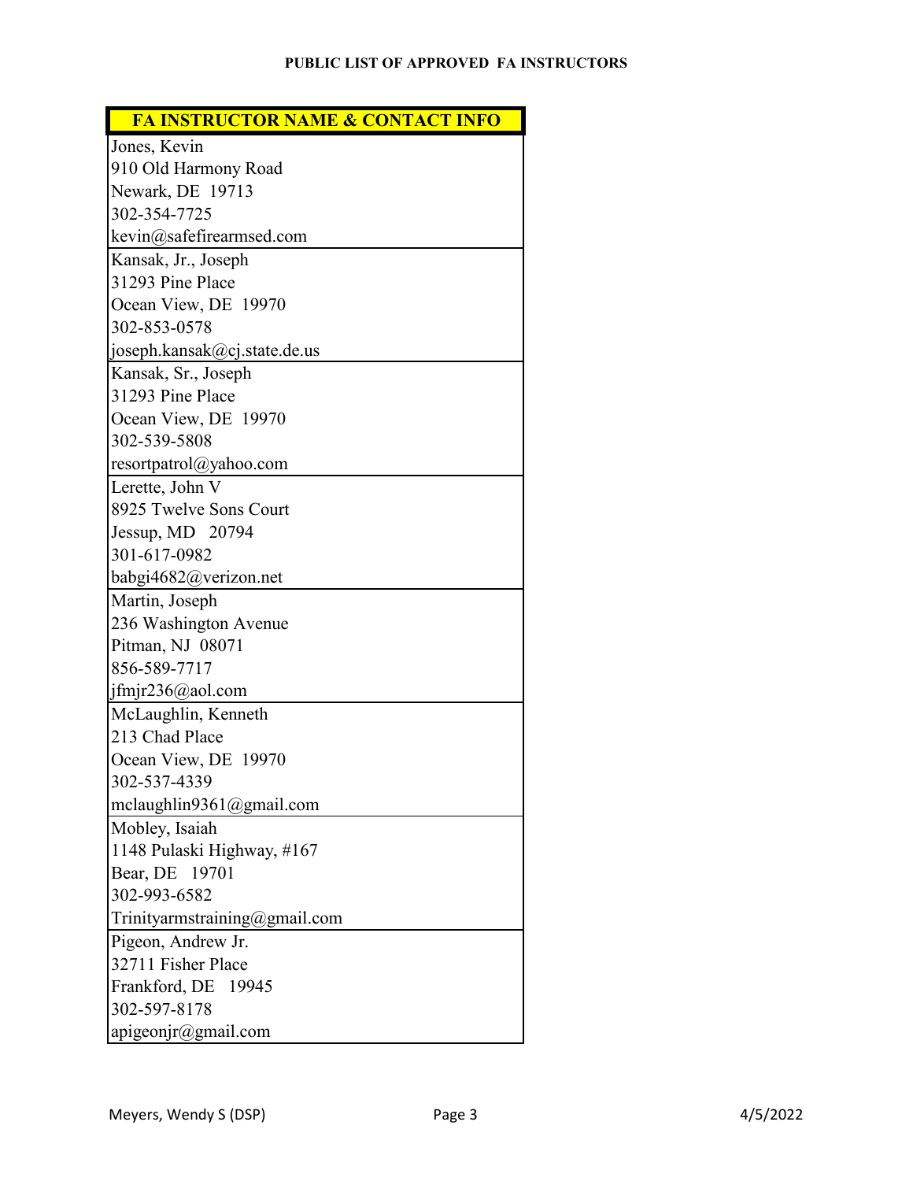**PUBLIC LIST OF APPROVED FA INSTRUCTORS**

| FA INSTRUCTOR NAME & CONTACT INFO |
|---|
| Jones, Kevin<br>910 Old Harmony Road<br>Newark, DE 19713<br>302-354-7725<br>kevin@safefirearmsed.com |
| Kansak, Jr., Joseph<br>31293 Pine Place<br>Ocean View, DE 19970<br>302-853-0578<br>joseph.kansak@cj.state.de.us |
| Kansak, Sr., Joseph<br>31293 Pine Place<br>Ocean View, DE 19970<br>302-539-5808<br>resortpatrol@yahoo.com |
| Lerette, John V<br>8925 Twelve Sons Court<br>Jessup, MD 20794<br>301-617-0982<br>babgi4682@verizon.net |
| Martin, Joseph<br>236 Washington Avenue<br>Pitman, NJ 08071<br>856-589-7717<br>jfmjr236@aol.com |
| McLaughlin, Kenneth<br>213 Chad Place<br>Ocean View, DE 19970<br>302-537-4339<br>mclaughlin9361@gmail.com |
| Mobley, Isaiah<br>1148 Pulaski Highway, #167<br>Bear, DE 19701<br>302-993-6582<br>Trinityarmstraining@gmail.com |
| Pigeon, Andrew Jr.<br>32711 Fisher Place<br>Frankford, DE 19945<br>302-597-8178<br>apigeonjr@gmail.com |

Meyers, Wendy S (DSP) 4/5/2022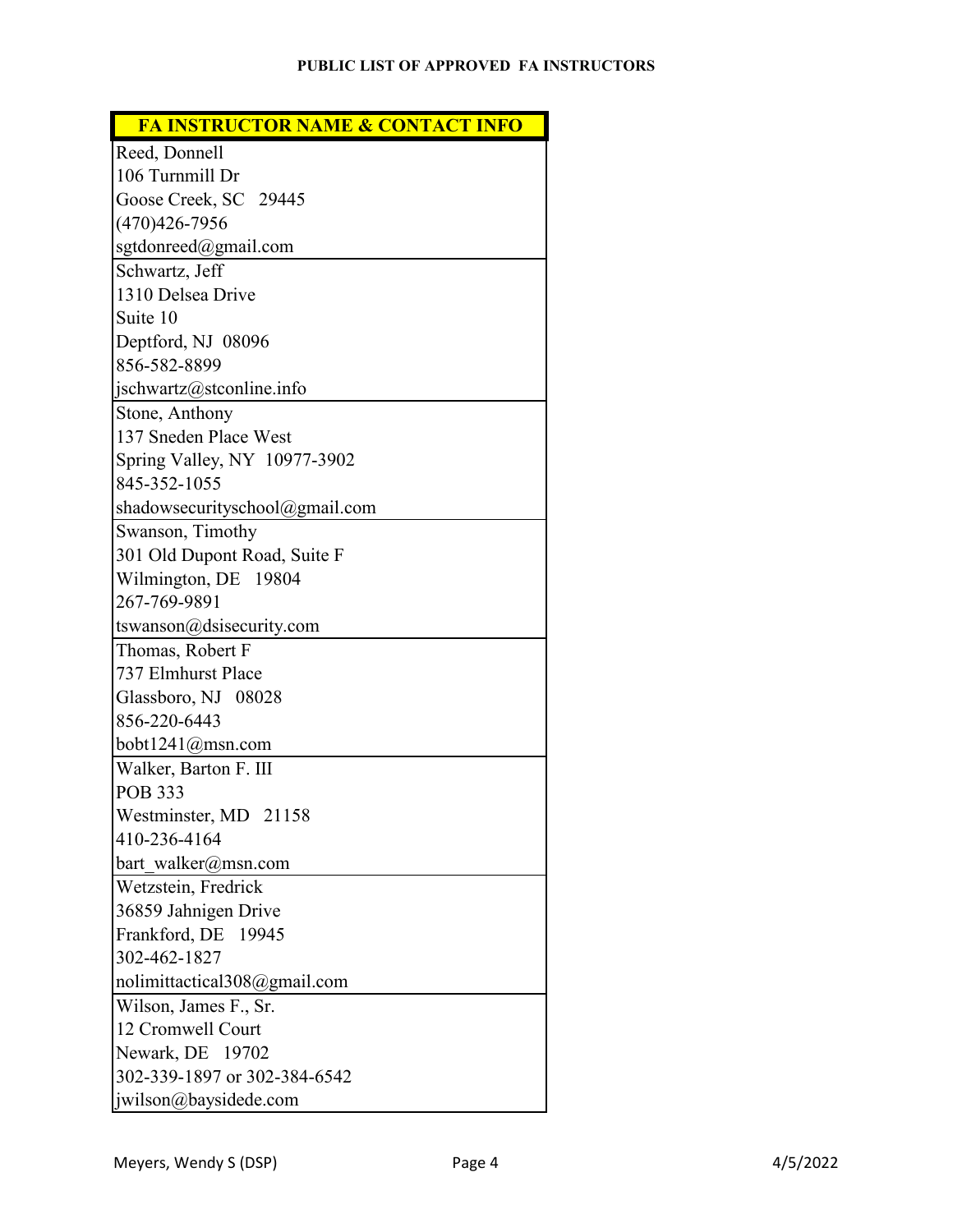**PUBLIC LIST OF APPROVED FA INSTRUCTORS**

| FA INSTRUCTOR NAME & CONTACT INFO |
|---|
| Reed, Donnell<br>106 Turnmill Dr<br>Goose Creek, SC 29445<br>(470)426-7956<br>sgtdonreed@gmail.com |
| Schwartz, Jeff<br>1310 Delsea Drive<br>Suite 10<br>Deptford, NJ 08096<br>856-582-8899<br>jschwartz@stconline.info |
| Stone, Anthony<br>137 Sneden Place West<br>Spring Valley, NY 10977-3902<br>845-352-1055<br>shadowsecurityschool@gmail.com |
| Swanson, Timothy<br>301 Old Dupont Road, Suite F<br>Wilmington, DE 19804<br>267-769-9891<br>tswanson@dsisecurity.com |
| Thomas, Robert F<br>737 Elmhurst Place<br>Glassboro, NJ 08028<br>856-220-6443<br>bobt1241@msn.com |
| Walker, Barton F. III<br>POB 333<br>Westminster, MD 21158<br>410-236-4164<br>bart_walker@msn.com |
| Wetzstein, Fredrick<br>36859 Jahnigen Drive<br>Frankford, DE 19945<br>302-462-1827<br>nolimittactical308@gmail.com |
| Wilson, James F., Sr.<br>12 Cromwell Court<br>Newark, DE 19702<br>302-339-1897 or 302-384-6542<br>jwilson@baysidede.com |

Meyers, Wendy S (DSP) 4/5/2022